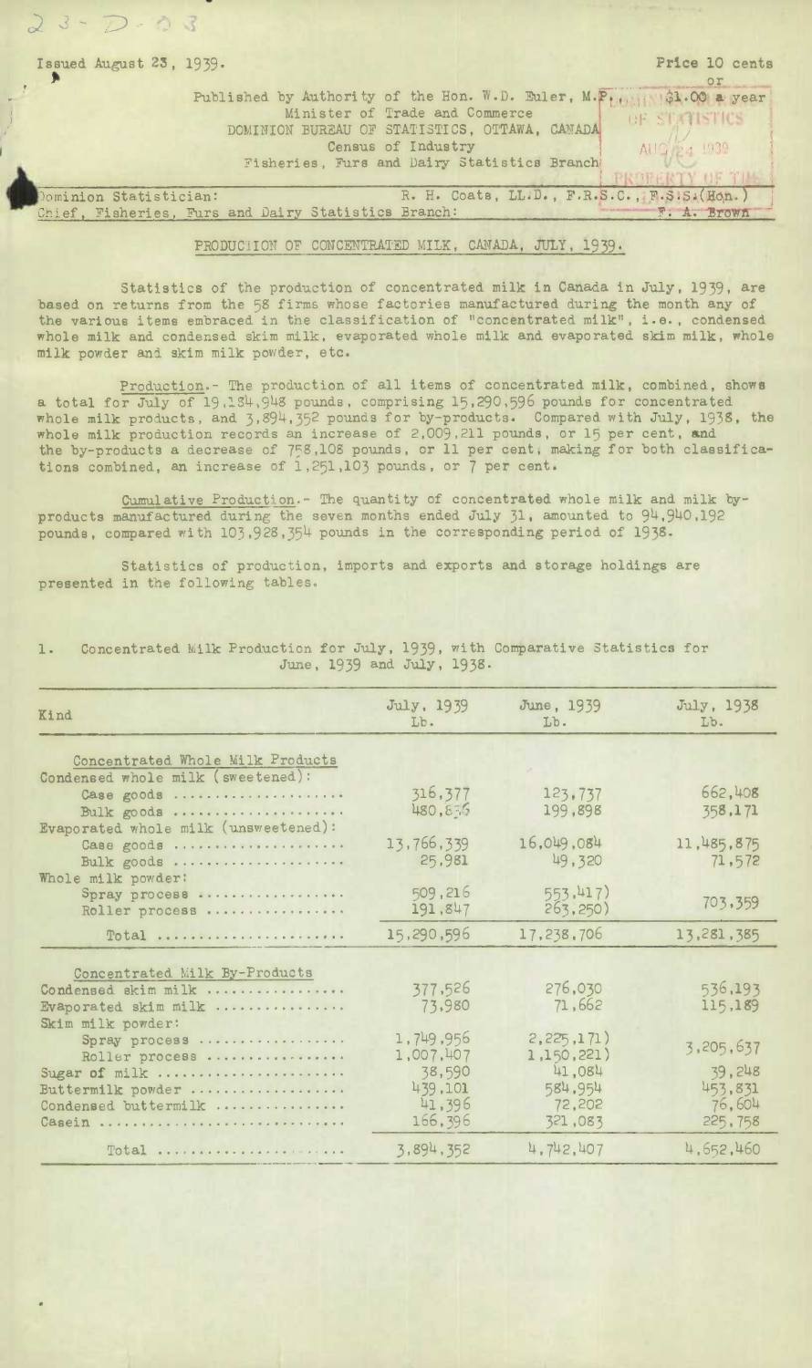Issued August 23, 1939.

Price 10 cents or $1.00 a year

Published by Authority of the Hon. W.D. Euler, M.P., Minister of Trade and Commerce
DOMINION BUREAU OF STATISTICS, OTTAWA, CANADA
Census of Industry
Fisheries, Furs and Dairy Statistics Branch

Dominion Statistician: R. H. Coats, LL.D., F.R.S.C., F.S.S.(Hon.)
Chief, Fisheries, Furs and Dairy Statistics Branch: F. A. Brown

# PRODUCTION OF CONCENTRATED MILK, CANADA, JULY, 1939.

Statistics of the production of concentrated milk in Canada in July, 1939, are based on returns from the 58 firms whose factories manufactured during the month any of the various items embraced in the classification of "concentrated milk", i.e., condensed whole milk and condensed skim milk, evaporated whole milk and evaporated skim milk, whole milk powder and skim milk powder, etc.

Production.- The production of all items of concentrated milk, combined, shows a total for July of 19,184,948 pounds, comprising 15,290,596 pounds for concentrated whole milk products, and 3,894,352 pounds for by-products. Compared with July, 1938, the whole milk production records an increase of 2,009,211 pounds, or 15 per cent, and the by-products a decrease of 758,108 pounds, or 11 per cent, making for both classifications combined, an increase of 1,251,103 pounds, or 7 per cent.

Cumulative Production.- The quantity of concentrated whole milk and milk by-products manufactured during the seven months ended July 31, amounted to 94,940,192 pounds, compared with 103,928,354 pounds in the corresponding period of 1938.

Statistics of production, imports and exports and storage holdings are presented in the following tables.

1. Concentrated Milk Production for July, 1939, with Comparative Statistics for June, 1939 and July, 1938.

| Kind | July, 1939 Lb. | June, 1939 Lb. | July, 1938 Lb. |
|---|---|---|---|
| **Concentrated Whole Milk Products** | | | |
| Condensed whole milk (sweetened): | | | |
| Case goods | 316,377 | 123,737 | 662,408 |
| Bulk goods | 480,836 | 199,898 | 358,171 |
| Evaporated whole milk (unsweetened): | | | |
| Case goods | 13,766,339 | 16,049,084 | 11,485,875 |
| Bulk goods | 25,981 | 49,320 | 71,572 |
| Whole milk powder: | | | |
| Spray process | 509,216 | 553,417) | 703,359 |
| Roller process | 191,847 | 263,250) | |
| Total | 15,290,596 | 17,238,706 | 13,281,385 |
| **Concentrated Milk By-Products** | | | |
| Condensed skim milk | 377,526 | 276,030 | 536,193 |
| Evaporated skim milk | 73,980 | 71,662 | 115,189 |
| Skim milk powder: | | | |
| Spray process | 1,749,956 | 2,225,171) | 3,205,637 |
| Roller process | 1,007,407 | 1,150,221) | |
| Sugar of milk | 38,590 | 41,084 | 39,248 |
| Buttermilk powder | 439,101 | 584,954 | 453,831 |
| Condensed buttermilk | 41,396 | 72,202 | 76,604 |
| Casein | 166,396 | 321,083 | 225,758 |
| Total | 3,894,352 | 4,742,407 | 4,652,460 |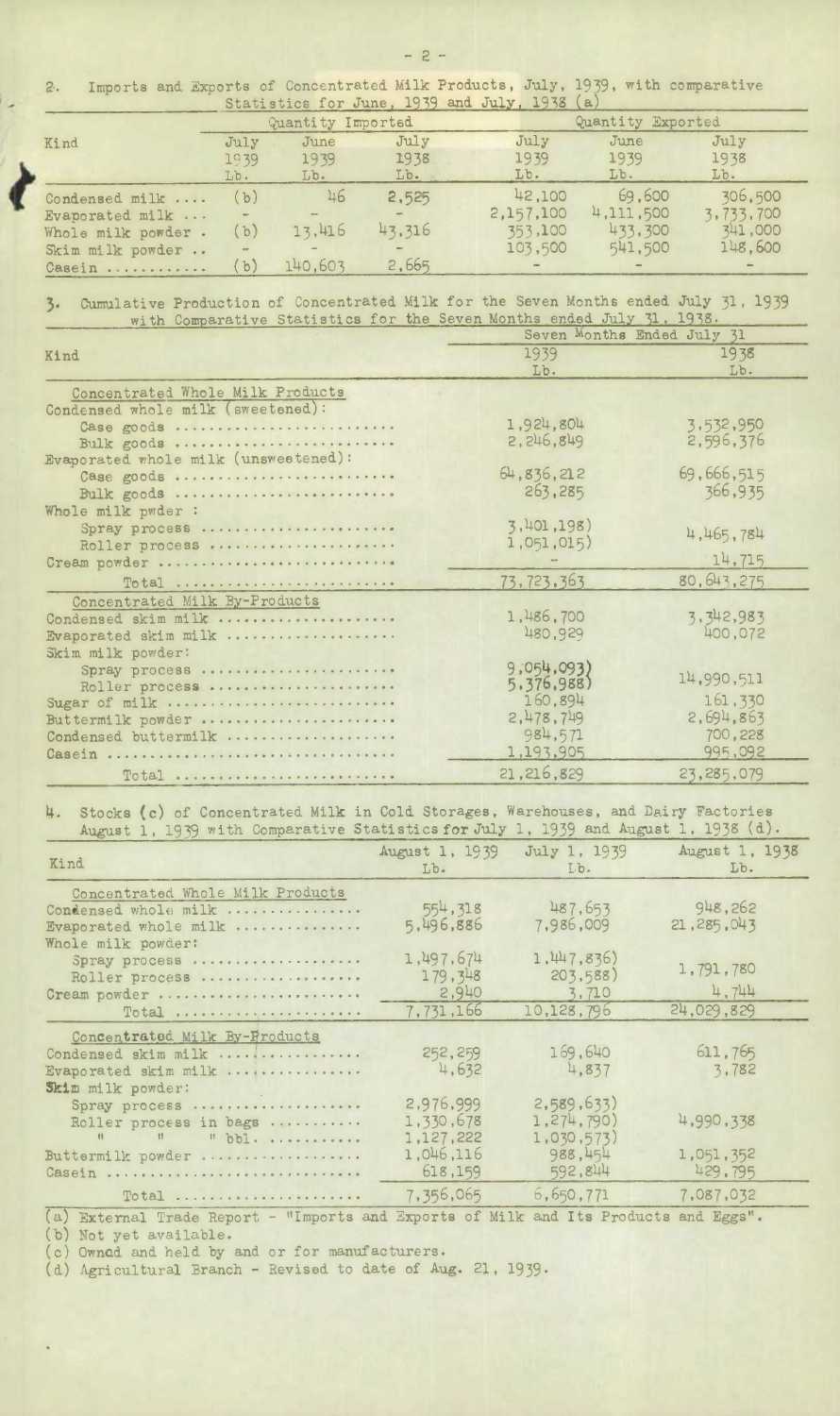2. Imports and Exports of Concentrated Milk Products, July, 1939, with comparative Statistics for June, 1939 and July, 1938 (a)

| Kind | Quantity Imported | | | Quantity Exported | | |
|---|---|---|---|---|---|---|
| | July 1939 Lb. | June 1939 Lb. | July 1938 Lb. | July 1939 Lb. | June 1939 Lb. | July 1938 Lb. |
| Condensed milk .... | (b) | 46 | 2,525 | 42,100 | 69,600 | 306,500 |
| Evaporated milk ... | - | - | - | 2,157,100 | 4,111,500 | 3,733,700 |
| Whole milk powder . | (b) | 13,416 | 43,316 | 353,100 | 433,300 | 341,000 |
| Skim milk powder .. | - | - | - | 103,500 | 541,500 | 148,600 |
| Casein ........... | (b) | 140,603 | 2,665 | - | - | - |

3. Cumulative Production of Concentrated Milk for the Seven Months ended July 31, 1939 with Comparative Statistics for the Seven Months ended July 31, 1938.

| Kind | Seven Months Ended July 31 | |
|---|---|---|
| | 1939 Lb. | 1938 Lb. |
| **Concentrated Whole Milk Products** | | |
| Condensed whole milk (sweetened): | | |
| Case goods ......................... | 1,924,804 | 3,532,950 |
| Bulk goods ......................... | 2,246,849 | 2,596,376 |
| Evaporated whole milk (unsweetened): | | |
| Case goods ......................... | 64,836,212 | 69,666,515 |
| Bulk goods ......................... | 263,285 | 366,935 |
| Whole milk pwder : | | |
| Spray process ...................... | 3,401,198) | 4,465,784 |
| Roller process ..................... | 1,051,015) | |
| Cream powder ......................... | - | 14,715 |
| Total ........................... | 73,723,363 | 80,643,275 |
| **Concentrated Milk By-Products** | | |
| Condensed skim milk .................. | 1,486,700 | 3,342,983 |
| Evaporated skim milk ................. | 480,929 | 400,072 |
| Skim milk powder: | | |
| Spray process ...................... | 9,054,093) | 14,990,511 |
| Roller process ..................... | 5,376,988) | |
| Sugar of milk ........................ | 160,894 | 161,330 |
| Buttermilk powder .................... | 2,478,749 | 2,694,863 |
| Condensed buttermilk ................. | 984,571 | 700,228 |
| Casein ............................... | 1,193,905 | 995,092 |
| Total ........................... | 21,216,829 | 23,285,079 |

4. Stocks (c) of Concentrated Milk in Cold Storages, Warehouses, and Dairy Factories August 1, 1939 with Comparative Statistics for July 1, 1939 and August 1, 1938 (d).

| Kind | August 1, 1939 Lb. | July 1, 1939 Lb. | August 1, 1938 Lb. |
|---|---|---|---|
| **Concentrated Whole Milk Products** | | | |
| Condensed whole milk ............... | 554,318 | 487,653 | 948,262 |
| Evaporated whole milk .............. | 5,496,886 | 7,986,009 | 21,285,043 |
| Whole milk powder: | | | |
| Spray process .................... | 1,497,674 | 1,447,836) | 1,791,780 |
| Roller process ................... | 179,348 | 203,588) | |
| Cream powder ....................... | 2,940 | 3,710 | 4,744 |
| Total ......................... | 7,731,166 | 10,128,796 | 24,029,829 |
| **Concentrated Milk By-Products** | | | |
| Condensed skim milk ................ | 252,259 | 169,640 | 611,765 |
| Evaporated skim milk ............... | 4,632 | 4,837 | 3,782 |
| Skim milk powder: | | | |
| Spray process .................... | 2,976,999 | 2,589,633) | 4,990,338 |
| Roller process in bags ........... | 1,330,678 | 1,274,790) | |
| " " " bbl. ........... | 1,127,222 | 1,030,573) | |
| Buttermilk powder .................. | 1,046,116 | 988,454 | 1,051,352 |
| Casein ............................. | 618,159 | 592,844 | 429,795 |
| Total ......................... | 7,356,065 | 6,650,771 | 7,087,032 |

(a) External Trade Report - "Imports and Exports of Milk and Its Products and Eggs".
(b) Not yet available.
(c) Owned and held by and or for manufacturers.
(d) Agricultural Branch - Revised to date of Aug. 21, 1939.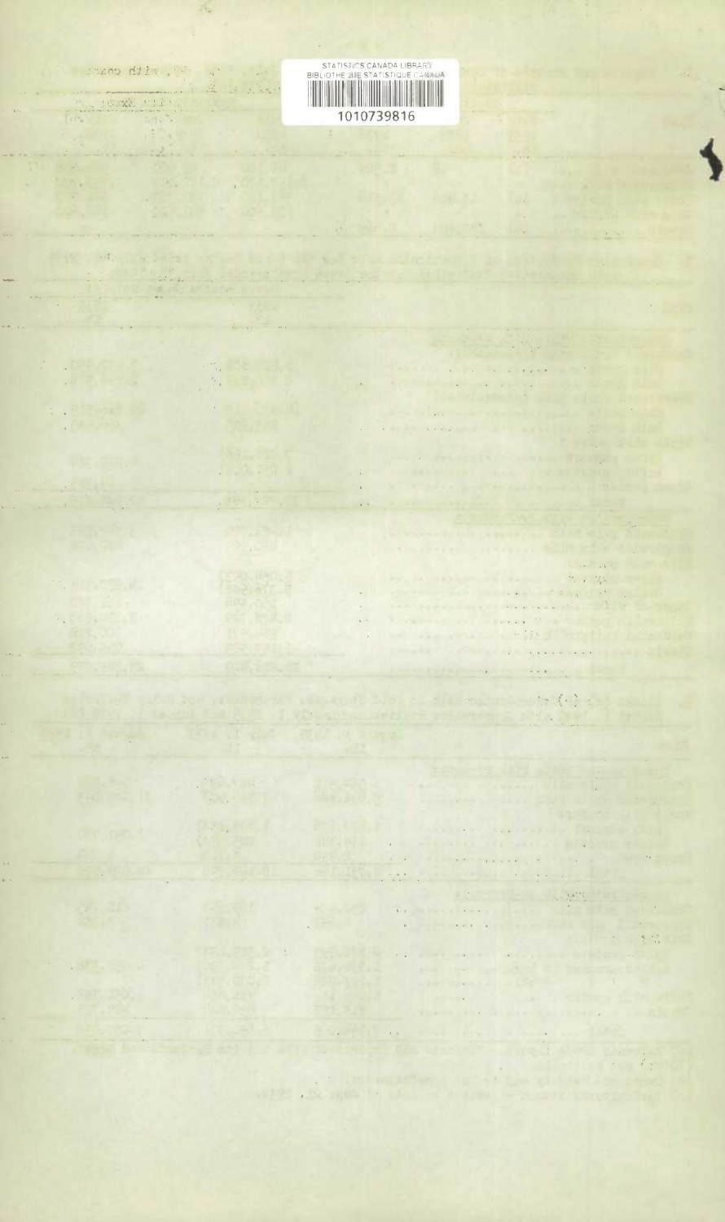STATISTICS CANADA LIBRARY
BIBLIOTHÈQUE STATISTIQUE CANADA

1010739816